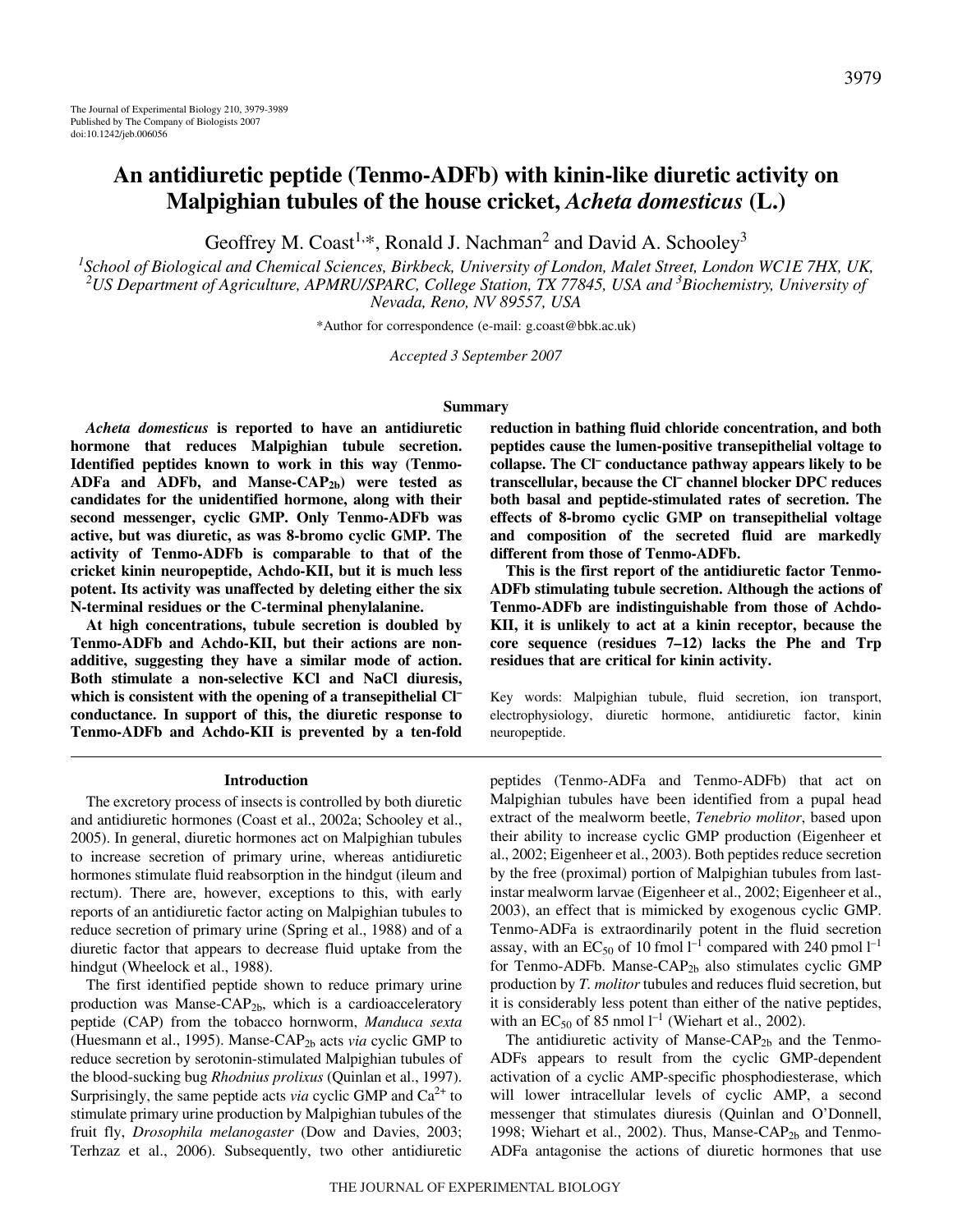# An antidiuretic peptide (Tenmo-ADFb) with kinin-like diuretic activity on Malpighian tubules of the house cricket, *Acheta domesticus* (L.)

Geoffrey M. Coast[1,*], Ronald J. Nachman[2] and David A. Schooley[3]

[1]School of Biological and Chemical Sciences, Birkbeck, University of London, Malet Street, London WC1E 7HX, UK, [2]US Department of Agriculture, APMRU/SPARC, College Station, TX 77845, USA and [3]Biochemistry, University of Nevada, Reno, NV 89557, USA

*Author for correspondence (e-mail: g.coast@bbk.ac.uk)

*Accepted 3 September 2007*

## Summary

***Acheta domesticus* is reported to have an antidiuretic hormone that reduces Malpighian tubule secretion. Identified peptides known to work in this way (Tenmo-ADFa and ADFb, and Manse-CAP$_{2b}$) were tested as candidates for the unidentified hormone, along with their second messenger, cyclic GMP. Only Tenmo-ADFb was active, but was diuretic, as was 8-bromo cyclic GMP. The activity of Tenmo-ADFb is comparable to that of the cricket kinin neuropeptide, Achdo-KII, but it is much less potent. Its activity was unaffected by deleting either the six N-terminal residues or the C-terminal phenylalanine.**

**At high concentrations, tubule secretion is doubled by Tenmo-ADFb and Achdo-KII, but their actions are non-additive, suggesting they have a similar mode of action. Both stimulate a non-selective KCl and NaCl diuresis, which is consistent with the opening of a transepithelial Cl$^{-}$ conductance. In support of this, the diuretic response to Tenmo-ADFb and Achdo-KII is prevented by a ten-fold reduction in bathing fluid chloride concentration, and both peptides cause the lumen-positive transepithelial voltage to collapse. The Cl$^{-}$ conductance pathway appears likely to be transcellular, because the Cl$^{-}$ channel blocker DPC reduces both basal and peptide-stimulated rates of secretion. The effects of 8-bromo cyclic GMP on transepithelial voltage and composition of the secreted fluid are markedly different from those of Tenmo-ADFb.**

**This is the first report of the antidiuretic factor Tenmo-ADFb stimulating tubule secretion. Although the actions of Tenmo-ADFb are indistinguishable from those of Achdo-KII, it is unlikely to act at a kinin receptor, because the core sequence (residues 7–12) lacks the Phe and Trp residues that are critical for kinin activity.**

Key words: Malpighian tubule, fluid secretion, ion transport, electrophysiology, diuretic hormone, antidiuretic factor, kinin neuropeptide.

## Introduction

The excretory process of insects is controlled by both diuretic and antidiuretic hormones (Coast et al., 2002a; Schooley et al., 2005). In general, diuretic hormones act on Malpighian tubules to increase secretion of primary urine, whereas antidiuretic hormones stimulate fluid reabsorption in the hindgut (ileum and rectum). There are, however, exceptions to this, with early reports of an antidiuretic factor acting on Malpighian tubules to reduce secretion of primary urine (Spring et al., 1988) and of a diuretic factor that appears to decrease fluid uptake from the hindgut (Wheelock et al., 1988).

The first identified peptide shown to reduce primary urine production was Manse-CAP$_{2b}$, which is a cardioacceleratory peptide (CAP) from the tobacco hornworm, *Manduca sexta* (Huesmann et al., 1995). Manse-CAP$_{2b}$ acts *via* cyclic GMP to reduce secretion by serotonin-stimulated Malpighian tubules of the blood-sucking bug *Rhodnius prolixus* (Quinlan et al., 1997). Surprisingly, the same peptide acts *via* cyclic GMP and $Ca^{2+}$ to stimulate primary urine production by Malpighian tubules of the fruit fly, *Drosophila melanogaster* (Dow and Davies, 2003; Terhzaz et al., 2006). Subsequently, two other antidiuretic peptides (Tenmo-ADFa and Tenmo-ADFb) that act on Malpighian tubules have been identified from a pupal head extract of the mealworm beetle, *Tenebrio molitor*, based upon their ability to increase cyclic GMP production (Eigenheer et al., 2002; Eigenheer et al., 2003). Both peptides reduce secretion by the free (proximal) portion of Malpighian tubules from last-instar mealworm larvae (Eigenheer et al., 2002; Eigenheer et al., 2003), an effect that is mimicked by exogenous cyclic GMP. Tenmo-ADFa is extraordinarily potent in the fluid secretion assay, with an EC$_{50}$ of 10 fmol l$^{-1}$ compared with 240 pmol l$^{-1}$ for Tenmo-ADFb. Manse-CAP$_{2b}$ also stimulates cyclic GMP production by *T. molitor* tubules and reduces fluid secretion, but it is considerably less potent than either of the native peptides, with an EC$_{50}$ of 85 nmol l$^{-1}$ (Wiehart et al., 2002).

The antidiuretic activity of Manse-CAP$_{2b}$ and the Tenmo-ADFs appears to result from the cyclic GMP-dependent activation of a cyclic AMP-specific phosphodiesterase, which will lower intracellular levels of cyclic AMP, a second messenger that stimulates diuresis (Quinlan and O'Donnell, 1998; Wiehart et al., 2002). Thus, Manse-CAP$_{2b}$ and Tenmo-ADFa antagonise the actions of diuretic hormones that use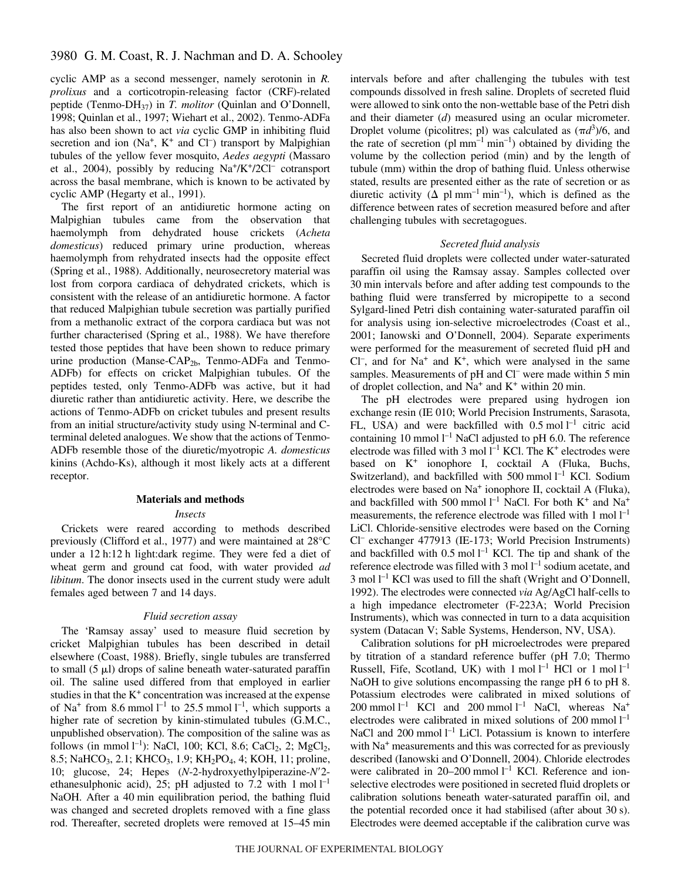cyclic AMP as a second messenger, namely serotonin in *R. prolixus* and a corticotropin-releasing factor (CRF)-related peptide (Tenmo-DH$_{37}$) in *T. molitor* (Quinlan and O'Donnell, 1998; Quinlan et al., 1997; Wiehart et al., 2002). Tenmo-ADFa has also been shown to act *via* cyclic GMP in inhibiting fluid secretion and ion ($Na^+$, $K^+$ and $Cl^-$) transport by Malpighian tubules of the yellow fever mosquito, *Aedes aegypti* (Massaro et al., 2004), possibly by reducing $Na^+/K^+/2Cl^-$ cotransport across the basal membrane, which is known to be activated by cyclic AMP (Hegarty et al., 1991).

The first report of an antidiuretic hormone acting on Malpighian tubules came from the observation that haemolymph from dehydrated house crickets (*Acheta domesticus*) reduced primary urine production, whereas haemolymph from rehydrated insects had the opposite effect (Spring et al., 1988). Additionally, neurosecretory material was lost from corpora cardiaca of dehydrated crickets, which is consistent with the release of an antidiuretic hormone. A factor that reduced Malpighian tubule secretion was partially purified from a methanolic extract of the corpora cardiaca but was not further characterised (Spring et al., 1988). We have therefore tested those peptides that have been shown to reduce primary urine production (Manse-CAP$_{2b}$, Tenmo-ADFa and Tenmo-ADFb) for effects on cricket Malpighian tubules. Of the peptides tested, only Tenmo-ADFb was active, but it had diuretic rather than antidiuretic activity. Here, we describe the actions of Tenmo-ADFb on cricket tubules and present results from an initial structure/activity study using N-terminal and C-terminal deleted analogues. We show that the actions of Tenmo-ADFb resemble those of the diuretic/myotropic *A. domesticus* kinins (Achdo-Ks), although it most likely acts at a different receptor.

## Materials and methods

### *Insects*

Crickets were reared according to methods described previously (Clifford et al., 1977) and were maintained at 28°C under a 12 h:12 h light:dark regime. They were fed a diet of wheat germ and ground cat food, with water provided *ad libitum*. The donor insects used in the current study were adult females aged between 7 and 14 days.

### *Fluid secretion assay*

The 'Ramsay assay' used to measure fluid secretion by cricket Malpighian tubules has been described in detail elsewhere (Coast, 1988). Briefly, single tubules are transferred to small (5 µl) drops of saline beneath water-saturated paraffin oil. The saline used differed from that employed in earlier studies in that the $K^+$ concentration was increased at the expense of $Na^+$ from 8.6 mmol $l^{-1}$ to 25.5 mmol $l^{-1}$, which supports a higher rate of secretion by kinin-stimulated tubules (G.M.C., unpublished observation). The composition of the saline was as follows (in mmol $l^{-1}$): NaCl, 100; KCl, 8.6; $CaCl_2$, 2; $MgCl_2$, 8.5; $NaHCO_3$, 2.1; $KHCO_3$, 1.9; $KH_2PO_4$, 4; KOH, 11; proline, 10; glucose, 24; Hepes (*N*-2-hydroxyethylpiperazine-*N'*2-ethanesulphonic acid), 25; pH adjusted to 7.2 with 1 mol $l^{-1}$ NaOH. After a 40 min equilibration period, the bathing fluid was changed and secreted droplets removed with a fine glass rod. Thereafter, secreted droplets were removed at 15–45 min intervals before and after challenging the tubules with test compounds dissolved in fresh saline. Droplets of secreted fluid were allowed to sink onto the non-wettable base of the Petri dish and their diameter ($d$) measured using an ocular micrometer. Droplet volume (picolitres; pl) was calculated as $(\pi d^3)/6$, and the rate of secretion (pl mm$^{-1}$ min$^{-1}$) obtained by dividing the volume by the collection period (min) and by the length of tubule (mm) within the drop of bathing fluid. Unless otherwise stated, results are presented either as the rate of secretion or as diuretic activity (Δ pl mm$^{-1}$ min$^{-1}$), which is defined as the difference between rates of secretion measured before and after challenging tubules with secretagogues.

### *Secreted fluid analysis*

Secreted fluid droplets were collected under water-saturated paraffin oil using the Ramsay assay. Samples collected over 30 min intervals before and after adding test compounds to the bathing fluid were transferred by micropipette to a second Sylgard-lined Petri dish containing water-saturated paraffin oil for analysis using ion-selective microelectrodes (Coast et al., 2001; Ianowski and O'Donnell, 2004). Separate experiments were performed for the measurement of secreted fluid pH and $Cl^-$, and for $Na^+$ and $K^+$, which were analysed in the same samples. Measurements of pH and $Cl^-$ were made within 5 min of droplet collection, and $Na^+$ and $K^+$ within 20 min.

The pH electrodes were prepared using hydrogen ion exchange resin (IE 010; World Precision Instruments, Sarasota, FL, USA) and were backfilled with 0.5 mol $l^{-1}$ citric acid containing 10 mmol $l^{-1}$ NaCl adjusted to pH 6.0. The reference electrode was filled with 3 mol $l^{-1}$ KCl. The $K^+$ electrodes were based on $K^+$ ionophore I, cocktail A (Fluka, Buchs, Switzerland), and backfilled with 500 mmol $l^{-1}$ KCl. Sodium electrodes were based on $Na^+$ ionophore II, cocktail A (Fluka), and backfilled with 500 mmol $l^{-1}$ NaCl. For both $K^+$ and $Na^+$ measurements, the reference electrode was filled with 1 mol $l^{-1}$ LiCl. Chloride-sensitive electrodes were based on the Corning $Cl^-$ exchanger 477913 (IE-173; World Precision Instruments) and backfilled with 0.5 mol $l^{-1}$ KCl. The tip and shank of the reference electrode was filled with 3 mol $l^{-1}$ sodium acetate, and 3 mol $l^{-1}$ KCl was used to fill the shaft (Wright and O'Donnell, 1992). The electrodes were connected *via* Ag/AgCl half-cells to a high impedance electrometer (F-223A; World Precision Instruments), which was connected in turn to a data acquisition system (Datacan V; Sable Systems, Henderson, NV, USA).

Calibration solutions for pH microelectrodes were prepared by titration of a standard reference buffer (pH 7.0; Thermo Russell, Fife, Scotland, UK) with 1 mol $l^{-1}$ HCl or 1 mol $l^{-1}$ NaOH to give solutions encompassing the range pH 6 to pH 8. Potassium electrodes were calibrated in mixed solutions of 200 mmol $l^{-1}$ KCl and 200 mmol $l^{-1}$ NaCl, whereas $Na^+$ electrodes were calibrated in mixed solutions of 200 mmol $l^{-1}$ NaCl and 200 mmol $l^{-1}$ LiCl. Potassium is known to interfere with $Na^+$ measurements and this was corrected for as previously described (Ianowski and O'Donnell, 2004). Chloride electrodes were calibrated in 20–200 mmol $l^{-1}$ KCl. Reference and ion-selective electrodes were positioned in secreted fluid droplets or calibration solutions beneath water-saturated paraffin oil, and the potential recorded once it had stabilised (after about 30 s). Electrodes were deemed acceptable if the calibration curve was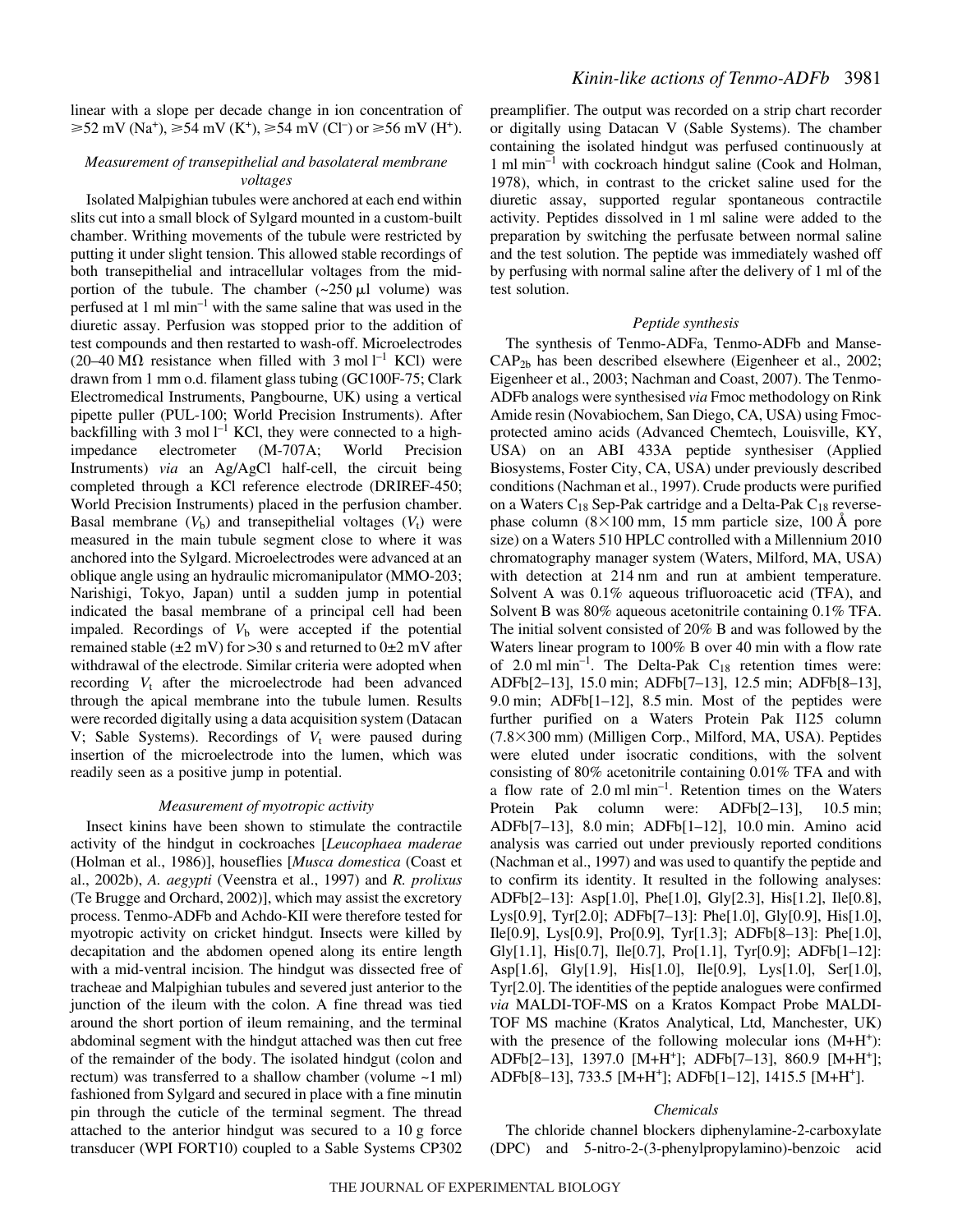linear with a slope per decade change in ion concentration of ⩾52 mV ($Na^+$), ⩾54 mV ($K^+$), ⩾54 mV ($Cl^-$) or ⩾56 mV ($H^+$).

### *Measurement of transepithelial and basolateral membrane voltages*

Isolated Malpighian tubules were anchored at each end within slits cut into a small block of Sylgard mounted in a custom-built chamber. Writhing movements of the tubule were restricted by putting it under slight tension. This allowed stable recordings of both transepithelial and intracellular voltages from the mid-portion of the tubule. The chamber (~250 μl volume) was perfused at 1 ml $min^{-1}$ with the same saline that was used in the diuretic assay. Perfusion was stopped prior to the addition of test compounds and then restarted to wash-off. Microelectrodes (20–40 MΩ resistance when filled with 3 mol $l^{-1}$ KCl) were drawn from 1 mm o.d. filament glass tubing (GC100F-75; Clark Electromedical Instruments, Pangbourne, UK) using a vertical pipette puller (PUL-100; World Precision Instruments). After backfilling with 3 mol $l^{-1}$ KCl, they were connected to a high-impedance electrometer (M-707A; World Precision Instruments) *via* an Ag/AgCl half-cell, the circuit being completed through a KCl reference electrode (DRIREF-450; World Precision Instruments) placed in the perfusion chamber. Basal membrane ($V_b$) and transepithelial voltages ($V_t$) were measured in the main tubule segment close to where it was anchored into the Sylgard. Microelectrodes were advanced at an oblique angle using an hydraulic micromanipulator (MMO-203; Narishigi, Tokyo, Japan) until a sudden jump in potential indicated the basal membrane of a principal cell had been impaled. Recordings of $V_b$ were accepted if the potential remained stable (±2 mV) for >30 s and returned to 0±2 mV after withdrawal of the electrode. Similar criteria were adopted when recording $V_t$ after the microelectrode had been advanced through the apical membrane into the tubule lumen. Results were recorded digitally using a data acquisition system (Datacan V; Sable Systems). Recordings of $V_t$ were paused during insertion of the microelectrode into the lumen, which was readily seen as a positive jump in potential.

### *Measurement of myotropic activity*

Insect kinins have been shown to stimulate the contractile activity of the hindgut in cockroaches [*Leucophaea maderae* (Holman et al., 1986)], houseflies [*Musca domestica* (Coast et al., 2002b), *A. aegypti* (Veenstra et al., 1997) and *R. prolixus* (Te Brugge and Orchard, 2002)], which may assist the excretory process. Tenmo-ADFb and Achdo-KII were therefore tested for myotropic activity on cricket hindgut. Insects were killed by decapitation and the abdomen opened along its entire length with a mid-ventral incision. The hindgut was dissected free of tracheae and Malpighian tubules and severed just anterior to the junction of the ileum with the colon. A fine thread was tied around the short portion of ileum remaining, and the terminal abdominal segment with the hindgut attached was then cut free of the remainder of the body. The isolated hindgut (colon and rectum) was transferred to a shallow chamber (volume ~1 ml) fashioned from Sylgard and secured in place with a fine minutin pin through the cuticle of the terminal segment. The thread attached to the anterior hindgut was secured to a 10 g force transducer (WPI FORT10) coupled to a Sable Systems CP302 preamplifier. The output was recorded on a strip chart recorder or digitally using Datacan V (Sable Systems). The chamber containing the isolated hindgut was perfused continuously at 1 ml $min^{-1}$ with cockroach hindgut saline (Cook and Holman, 1978), which, in contrast to the cricket saline used for the diuretic assay, supported regular spontaneous contractile activity. Peptides dissolved in 1 ml saline were added to the preparation by switching the perfusate between normal saline and the test solution. The peptide was immediately washed off by perfusing with normal saline after the delivery of 1 ml of the test solution.

### *Peptide synthesis*

The synthesis of Tenmo-ADFa, Tenmo-ADFb and Manse-$CAP_{2b}$ has been described elsewhere (Eigenheer et al., 2002; Eigenheer et al., 2003; Nachman and Coast, 2007). The Tenmo-ADFb analogs were synthesised *via* Fmoc methodology on Rink Amide resin (Novabiochem, San Diego, CA, USA) using Fmoc-protected amino acids (Advanced Chemtech, Louisville, KY, USA) on an ABI 433A peptide synthesiser (Applied Biosystems, Foster City, CA, USA) under previously described conditions (Nachman et al., 1997). Crude products were purified on a Waters $C_{18}$ Sep-Pak cartridge and a Delta-Pak $C_{18}$ reverse-phase column (8×100 mm, 15 mm particle size, 100 Å pore size) on a Waters 510 HPLC controlled with a Millennium 2010 chromatography manager system (Waters, Milford, MA, USA) with detection at 214 nm and run at ambient temperature. Solvent A was 0.1% aqueous trifluoroacetic acid (TFA), and Solvent B was 80% aqueous acetonitrile containing 0.1% TFA. The initial solvent consisted of 20% B and was followed by the Waters linear program to 100% B over 40 min with a flow rate of 2.0 ml $min^{-1}$. The Delta-Pak $C_{18}$ retention times were: ADFb[2–13], 15.0 min; ADFb[7–13], 12.5 min; ADFb[8–13], 9.0 min; ADFb[1–12], 8.5 min. Most of the peptides were further purified on a Waters Protein Pak I125 column (7.8×300 mm) (Milligen Corp., Milford, MA, USA). Peptides were eluted under isocratic conditions, with the solvent consisting of 80% acetonitrile containing 0.01% TFA and with a flow rate of 2.0 ml $min^{-1}$. Retention times on the Waters Protein Pak column were: ADFb[2–13], 10.5 min; ADFb[7–13], 8.0 min; ADFb[1–12], 10.0 min. Amino acid analysis was carried out under previously reported conditions (Nachman et al., 1997) and was used to quantify the peptide and to confirm its identity. It resulted in the following analyses: ADFb[2–13]: Asp[1.0], Phe[1.0], Gly[2.3], His[1.2], Ile[0.8], Lys[0.9], Tyr[2.0]; ADFb[7–13]: Phe[1.0], Gly[0.9], His[1.0], Ile[0.9], Lys[0.9], Pro[0.9], Tyr[1.3]; ADFb[8–13]: Phe[1.0], Gly[1.1], His[0.7], Ile[0.7], Pro[1.1], Tyr[0.9]; ADFb[1–12]: Asp[1.6], Gly[1.9], His[1.0], Ile[0.9], Lys[1.0], Ser[1.0], Tyr[2.0]. The identities of the peptide analogues were confirmed *via* MALDI-TOF-MS on a Kratos Kompact Probe MALDI-TOF MS machine (Kratos Analytical, Ltd, Manchester, UK) with the presence of the following molecular ions ($M+H^+$): ADFb[2–13], 1397.0 [$M+H^+$]; ADFb[7–13], 860.9 [$M+H^+$]; ADFb[8–13], 733.5 [$M+H^+$]; ADFb[1–12], 1415.5 [$M+H^+$].

### *Chemicals*

The chloride channel blockers diphenylamine-2-carboxylate (DPC) and 5-nitro-2-(3-phenylpropylamino)-benzoic acid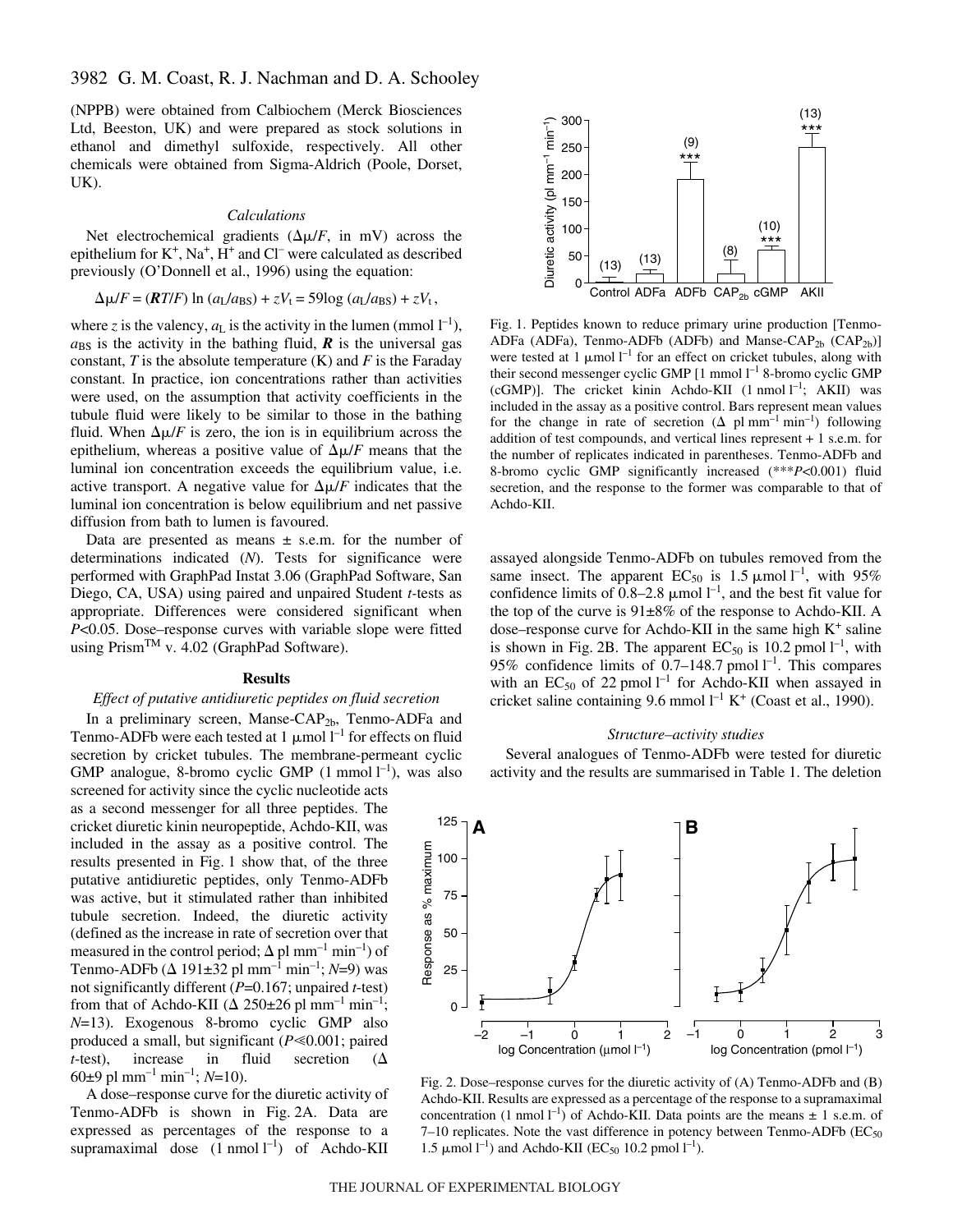(NPPB) were obtained from Calbiochem (Merck Biosciences Ltd, Beeston, UK) and were prepared as stock solutions in ethanol and dimethyl sulfoxide, respectively. All other chemicals were obtained from Sigma-Aldrich (Poole, Dorset, UK).

### *Calculations*

Net electrochemical gradients ($\Delta\mu/F$, in mV) across the epithelium for $K^+$, $Na^+$, $H^+$ and $Cl^-$ were calculated as described previously (O'Donnell et al., 1996) using the equation:

$$\Delta\mu/F = (\boldsymbol{R}T/F)\ \ln\ (a_L/a_{BS}) + zV_t = 59\log\ (a_L/a_{BS}) + zV_t\,,$$

where $z$ is the valency, $a_L$ is the activity in the lumen (mmol $l^{-1}$), $a_{BS}$ is the activity in the bathing fluid, $\boldsymbol{R}$ is the universal gas constant, $T$ is the absolute temperature (K) and $F$ is the Faraday constant. In practice, ion concentrations rather than activities were used, on the assumption that activity coefficients in the tubule fluid were likely to be similar to those in the bathing fluid. When $\Delta\mu/F$ is zero, the ion is in equilibrium across the epithelium, whereas a positive value of $\Delta\mu/F$ means that the luminal ion concentration exceeds the equilibrium value, i.e. active transport. A negative value for $\Delta\mu/F$ indicates that the luminal ion concentration is below equilibrium and net passive diffusion from bath to lumen is favoured.

Data are presented as means ± s.e.m. for the number of determinations indicated (*N*). Tests for significance were performed with GraphPad Instat 3.06 (GraphPad Software, San Diego, CA, USA) using paired and unpaired Student *t*-tests as appropriate. Differences were considered significant when $P<0.05$. Dose–response curves with variable slope were fitted using Prism™ v. 4.02 (GraphPad Software).

## Results

### *Effect of putative antidiuretic peptides on fluid secretion*

In a preliminary screen, Manse-$CAP_{2b}$, Tenmo-ADFa and Tenmo-ADFb were each tested at 1 μmol $l^{-1}$ for effects on fluid secretion by cricket tubules. The membrane-permeant cyclic GMP analogue, 8-bromo cyclic GMP (1 mmol $l^{-1}$), was also screened for activity since the cyclic nucleotide acts as a second messenger for all three peptides. The cricket diuretic kinin neuropeptide, Achdo-KII, was included in the assay as a positive control. The results presented in Fig. 1 show that, of the three putative antidiuretic peptides, only Tenmo-ADFb was active, but it stimulated rather than inhibited tubule secretion. Indeed, the diuretic activity (defined as the increase in rate of secretion over that measured in the control period; Δ pl $mm^{-1}$ $min^{-1}$) of Tenmo-ADFb (Δ 191±32 pl $mm^{-1}$ $min^{-1}$; *N*=9) was not significantly different ($P$=0.167; unpaired *t*-test) from that of Achdo-KII (Δ 250±26 pl $mm^{-1}$ $min^{-1}$; *N*=13). Exogenous 8-bromo cyclic GMP also produced a small, but significant ($P\leqslant 0.001$; paired *t*-test), increase in fluid secretion (Δ 60±9 pl $mm^{-1}$ $min^{-1}$; *N*=10).

A dose–response curve for the diuretic activity of Tenmo-ADFb is shown in Fig. 2A. Data are expressed as percentages of the response to a supramaximal dose (1 nmol $l^{-1}$) of Achdo-KII assayed alongside Tenmo-ADFb on tubules removed from the same insect. The apparent $EC_{50}$ is 1.5 μmol $l^{-1}$, with 95% confidence limits of 0.8–2.8 μmol $l^{-1}$, and the best fit value for the top of the curve is 91±8% of the response to Achdo-KII. A dose–response curve for Achdo-KII in the same high $K^+$ saline is shown in Fig. 2B. The apparent $EC_{50}$ is 10.2 pmol $l^{-1}$, with 95% confidence limits of 0.7–148.7 pmol $l^{-1}$. This compares with an $EC_{50}$ of 22 pmol $l^{-1}$ for Achdo-KII when assayed in cricket saline containing 9.6 mmol $l^{-1}$ $K^+$ (Coast et al., 1990).

Fig. 1. Peptides known to reduce primary urine production [Tenmo-ADFa (ADFa), Tenmo-ADFb (ADFb) and Manse-$CAP_{2b}$ ($CAP_{2b}$)] were tested at 1 μmol $l^{-1}$ for an effect on cricket tubules, along with their second messenger cyclic GMP [1 mmol $l^{-1}$ 8-bromo cyclic GMP (cGMP)]. The cricket kinin Achdo-KII (1 nmol $l^{-1}$; AKII) was included in the assay as a positive control. Bars represent mean values for the change in rate of secretion (Δ pl $mm^{-1}$ $min^{-1}$) following addition of test compounds, and vertical lines represent + 1 s.e.m. for the number of replicates indicated in parentheses. Tenmo-ADFb and 8-bromo cyclic GMP significantly increased (***$P<0.001$) fluid secretion, and the response to the former was comparable to that of Achdo-KII.

### *Structure–activity studies*

Several analogues of Tenmo-ADFb were tested for diuretic activity and the results are summarised in Table 1. The deletion

Fig. 2. Dose–response curves for the diuretic activity of (A) Tenmo-ADFb and (B) Achdo-KII. Results are expressed as a percentage of the response to a supramaximal concentration (1 nmol $l^{-1}$) of Achdo-KII. Data points are the means ± 1 s.e.m. of 7–10 replicates. Note the vast difference in potency between Tenmo-ADFb ($EC_{50}$ 1.5 μmol $l^{-1}$) and Achdo-KII ($EC_{50}$ 10.2 pmol $l^{-1}$).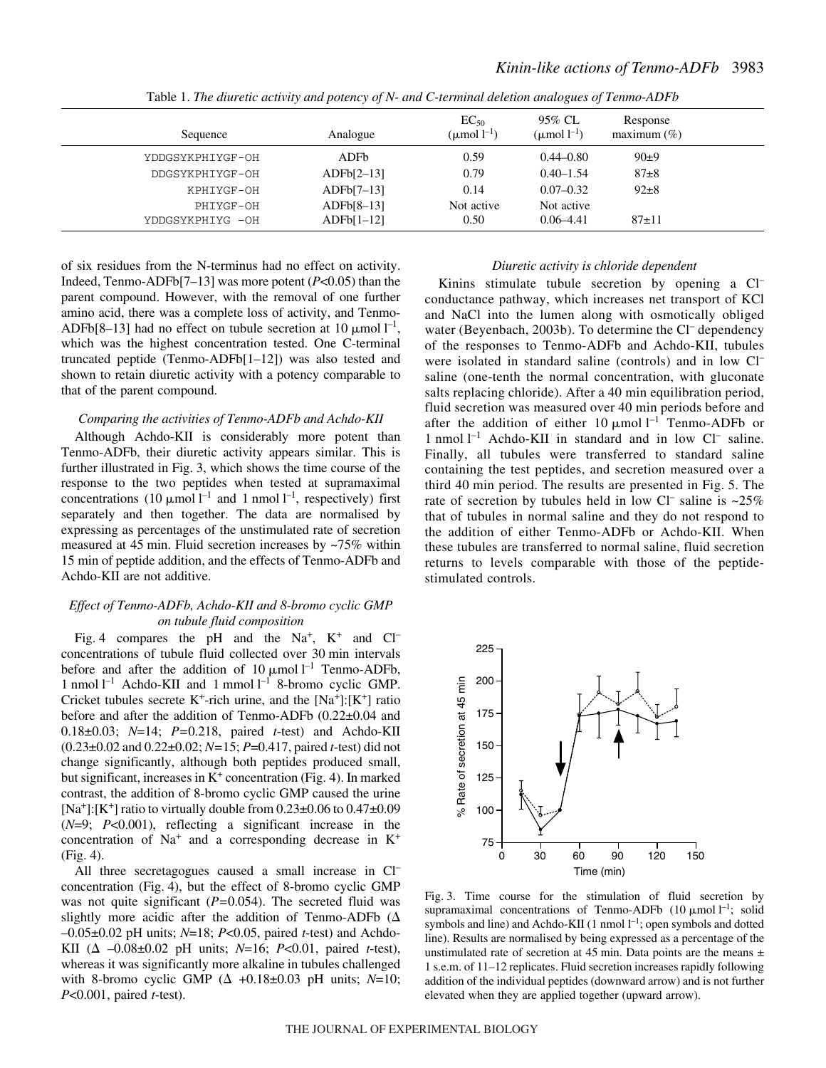Table 1. *The diuretic activity and potency of N- and C-terminal deletion analogues of Tenmo-ADFb*

| Sequence | Analogue | $EC_{50}$ ($\mu$mol $l^{-1}$) | 95% CL ($\mu$mol $l^{-1}$) | Response maximum (%) |
| --- | --- | --- | --- | --- |
| YDDGSYKPHIYGF-OH | ADFb | 0.59 | 0.44–0.80 | 90±9 |
| DDGSYKPHIYGF-OH | ADFb[2–13] | 0.79 | 0.40–1.54 | 87±8 |
| KPHIYGF-OH | ADFb[7–13] | 0.14 | 0.07–0.32 | 92±8 |
| PHIYGF-OH | ADFb[8–13] | Not active | Not active | |
| YDDGSYKPHIYG -OH | ADFb[1–12] | 0.50 | 0.06–4.41 | 87±11 |

of six residues from the N-terminus had no effect on activity. Indeed, Tenmo-ADFb[7–13] was more potent ($P$<0.05) than the parent compound. However, with the removal of one further amino acid, there was a complete loss of activity, and Tenmo-ADFb[8–13] had no effect on tubule secretion at 10 $\mu$mol $l^{-1}$, which was the highest concentration tested. One C-terminal truncated peptide (Tenmo-ADFb[1–12]) was also tested and shown to retain diuretic activity with a potency comparable to that of the parent compound.

### *Comparing the activities of Tenmo-ADFb and Achdo-KII*

Although Achdo-KII is considerably more potent than Tenmo-ADFb, their diuretic activity appears similar. This is further illustrated in Fig. 3, which shows the time course of the response to the two peptides when tested at supramaximal concentrations (10 $\mu$mol $l^{-1}$ and 1 nmol $l^{-1}$, respectively) first separately and then together. The data are normalised by expressing as percentages of the unstimulated rate of secretion measured at 45 min. Fluid secretion increases by ~75% within 15 min of peptide addition, and the effects of Tenmo-ADFb and Achdo-KII are not additive.

### *Effect of Tenmo-ADFb, Achdo-KII and 8-bromo cyclic GMP on tubule fluid composition*

Fig. 4 compares the pH and the $Na^+$, $K^+$ and $Cl^-$ concentrations of tubule fluid collected over 30 min intervals before and after the addition of 10 $\mu$mol $l^{-1}$ Tenmo-ADFb, 1 nmol $l^{-1}$ Achdo-KII and 1 mmol $l^{-1}$ 8-bromo cyclic GMP. Cricket tubules secrete $K^+$-rich urine, and the $[Na^+]$:$[K^+]$ ratio before and after the addition of Tenmo-ADFb (0.22±0.04 and 0.18±0.03; $N$=14; $P$=0.218, paired $t$-test) and Achdo-KII (0.23±0.02 and 0.22±0.02; $N$=15; $P$=0.417, paired $t$-test) did not change significantly, although both peptides produced small, but significant, increases in $K^+$ concentration (Fig. 4). In marked contrast, the addition of 8-bromo cyclic GMP caused the urine $[Na^+]$:$[K^+]$ ratio to virtually double from 0.23±0.06 to 0.47±0.09 ($N$=9; $P$<0.001), reflecting a significant increase in the concentration of $Na^+$ and a corresponding decrease in $K^+$ (Fig. 4).

All three secretagogues caused a small increase in $Cl^-$ concentration (Fig. 4), but the effect of 8-bromo cyclic GMP was not quite significant ($P$=0.054). The secreted fluid was slightly more acidic after the addition of Tenmo-ADFb ($\Delta$ –0.05±0.02 pH units; $N$=18; $P$<0.05, paired $t$-test) and Achdo-KII ($\Delta$ –0.08±0.02 pH units; $N$=16; $P$<0.01, paired $t$-test), whereas it was significantly more alkaline in tubules challenged with 8-bromo cyclic GMP ($\Delta$ +0.18±0.03 pH units; $N$=10; $P$<0.001, paired $t$-test).

### *Diuretic activity is chloride dependent*

Kinins stimulate tubule secretion by opening a $Cl^-$ conductance pathway, which increases net transport of KCl and NaCl into the lumen along with osmotically obliged water (Beyenbach, 2003b). To determine the $Cl^-$ dependency of the responses to Tenmo-ADFb and Achdo-KII, tubules were isolated in standard saline (controls) and in low $Cl^-$ saline (one-tenth the normal concentration, with gluconate salts replacing chloride). After a 40 min equilibration period, fluid secretion was measured over 40 min periods before and after the addition of either 10 $\mu$mol $l^{-1}$ Tenmo-ADFb or 1 nmol $l^{-1}$ Achdo-KII in standard and in low $Cl^-$ saline. Finally, all tubules were transferred to standard saline containing the test peptides, and secretion measured over a third 40 min period. The results are presented in Fig. 5. The rate of secretion by tubules held in low $Cl^-$ saline is ~25% that of tubules in normal saline and they do not respond to the addition of either Tenmo-ADFb or Achdo-KII. When these tubules are transferred to normal saline, fluid secretion returns to levels comparable with those of the peptide-stimulated controls.

Fig. 3. Time course for the stimulation of fluid secretion by supramaximal concentrations of Tenmo-ADFb (10 $\mu$mol $l^{-1}$; solid symbols and line) and Achdo-KII (1 nmol $l^{-1}$; open symbols and dotted line). Results are normalised by being expressed as a percentage of the unstimulated rate of secretion at 45 min. Data points are the means ± 1 s.e.m. of 11–12 replicates. Fluid secretion increases rapidly following addition of the individual peptides (downward arrow) and is not further elevated when they are applied together (upward arrow).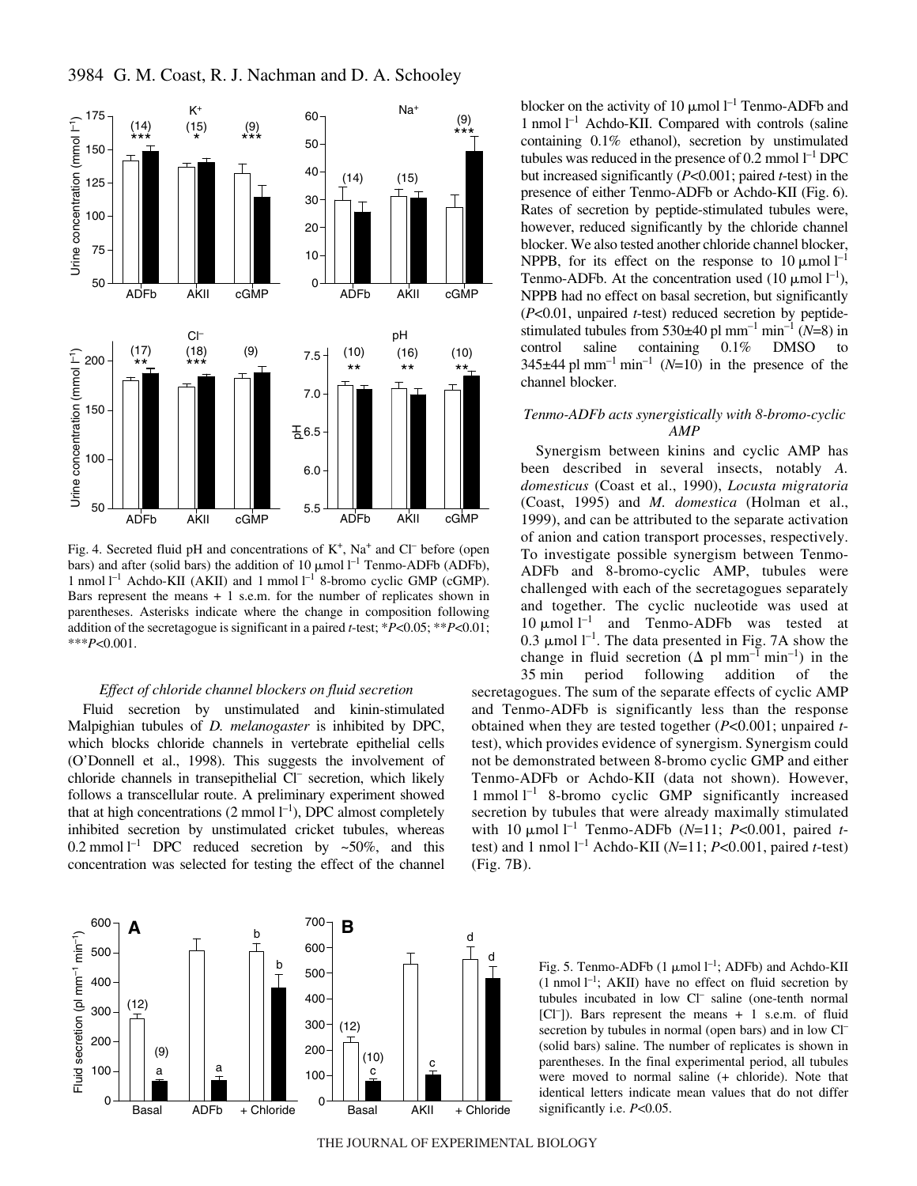Fig. 4. Secreted fluid pH and concentrations of $K^+$, $Na^+$ and $Cl^-$ before (open bars) and after (solid bars) the addition of 10 μmol $l^{-1}$ Tenmo-ADFb (ADFb), 1 nmol $l^{-1}$ Achdo-KII (AKII) and 1 mmol $l^{-1}$ 8-bromo cyclic GMP (cGMP). Bars represent the means + 1 s.e.m. for the number of replicates shown in parentheses. Asterisks indicate where the change in composition following addition of the secretagogue is significant in a paired *t*-test; $*P<0.05$; $**P<0.01$; $***P<0.001$.

### *Effect of chloride channel blockers on fluid secretion*

Fluid secretion by unstimulated and kinin-stimulated Malpighian tubules of *D. melanogaster* is inhibited by DPC, which blocks chloride channels in vertebrate epithelial cells (O'Donnell et al., 1998). This suggests the involvement of chloride channels in transepithelial $Cl^-$ secretion, which likely follows a transcellular route. A preliminary experiment showed that at high concentrations (2 mmol $l^{-1}$), DPC almost completely inhibited secretion by unstimulated cricket tubules, whereas 0.2 mmol $l^{-1}$ DPC reduced secretion by ~50%, and this concentration was selected for testing the effect of the channel blocker on the activity of 10 μmol $l^{-1}$ Tenmo-ADFb and 1 nmol $l^{-1}$ Achdo-KII. Compared with controls (saline containing 0.1% ethanol), secretion by unstimulated tubules was reduced in the presence of 0.2 mmol $l^{-1}$ DPC but increased significantly ($P<0.001$; paired *t*-test) in the presence of either Tenmo-ADFb or Achdo-KII (Fig. 6). Rates of secretion by peptide-stimulated tubules were, however, reduced significantly by the chloride channel blocker. We also tested another chloride channel blocker, NPPB, for its effect on the response to 10 μmol $l^{-1}$ Tenmo-ADFb. At the concentration used (10 μmol $l^{-1}$), NPPB had no effect on basal secretion, but significantly ($P<0.01$, unpaired *t*-test) reduced secretion by peptide-stimulated tubules from 530±40 pl $mm^{-1}$ $min^{-1}$ ($N$=8) in control saline containing 0.1% DMSO to 345±44 pl $mm^{-1}$ $min^{-1}$ ($N$=10) in the presence of the channel blocker.

### *Tenmo-ADFb acts synergistically with 8-bromo-cyclic AMP*

Synergism between kinins and cyclic AMP has been described in several insects, notably *A. domesticus* (Coast et al., 1990), *Locusta migratoria* (Coast, 1995) and *M. domestica* (Holman et al., 1999), and can be attributed to the separate activation of anion and cation transport processes, respectively. To investigate possible synergism between Tenmo-ADFb and 8-bromo-cyclic AMP, tubules were challenged with each of the secretagogues separately and together. The cyclic nucleotide was used at 10 μmol $l^{-1}$ and Tenmo-ADFb was tested at 0.3 μmol $l^{-1}$. The data presented in Fig. 7A show the change in fluid secretion (Δ pl $mm^{-1}$ $min^{-1}$) in the 35 min period following addition of the secretagogues. The sum of the separate effects of cyclic AMP and Tenmo-ADFb is significantly less than the response obtained when they are tested together ($P<0.001$; unpaired *t*-test), which provides evidence of synergism. Synergism could not be demonstrated between 8-bromo cyclic GMP and either Tenmo-ADFb or Achdo-KII (data not shown). However, 1 mmol $l^{-1}$ 8-bromo cyclic GMP significantly increased secretion by tubules that were already maximally stimulated with 10 μmol $l^{-1}$ Tenmo-ADFb ($N$=11; $P<0.001$, paired *t*-test) and 1 nmol $l^{-1}$ Achdo-KII ($N$=11; $P<0.001$, paired *t*-test) (Fig. 7B).

Fig. 5. Tenmo-ADFb (1 μmol $l^{-1}$; ADFb) and Achdo-KII (1 nmol $l^{-1}$; AKII) have no effect on fluid secretion by tubules incubated in low $Cl^-$ saline (one-tenth normal [$Cl^-$]). Bars represent the means + 1 s.e.m. of fluid secretion by tubules in normal (open bars) and in low $Cl^-$ (solid bars) saline. The number of replicates is shown in parentheses. In the final experimental period, all tubules were moved to normal saline (+ chloride). Note that identical letters indicate mean values that do not differ significantly i.e. $P<0.05$.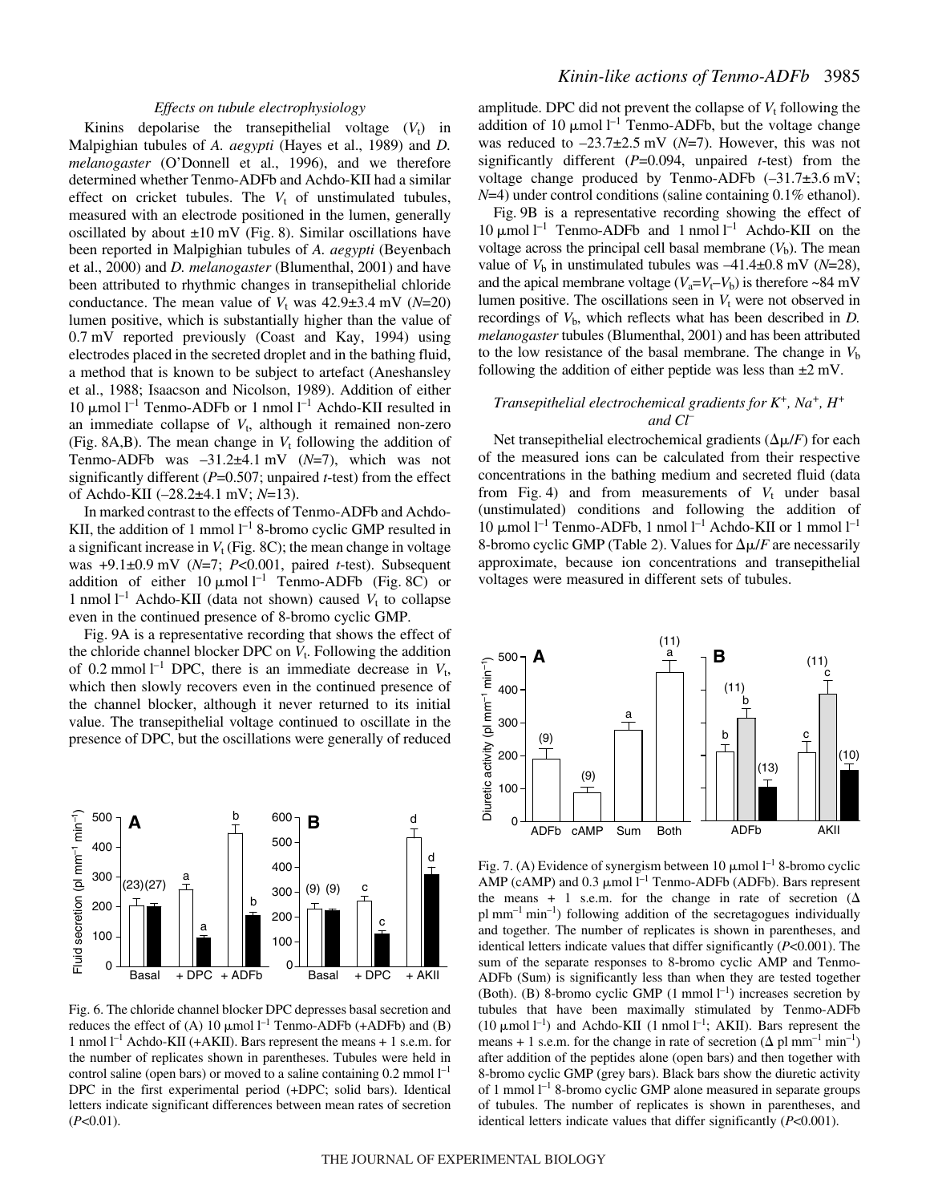### *Effects on tubule electrophysiology*

Kinins depolarise the transepithelial voltage ($V_t$) in Malpighian tubules of *A. aegypti* (Hayes et al., 1989) and *D. melanogaster* (O'Donnell et al., 1996), and we therefore determined whether Tenmo-ADFb and Achdo-KII had a similar effect on cricket tubules. The $V_t$ of unstimulated tubules, measured with an electrode positioned in the lumen, generally oscillated by about ±10 mV (Fig. 8). Similar oscillations have been reported in Malpighian tubules of *A. aegypti* (Beyenbach et al., 2000) and *D. melanogaster* (Blumenthal, 2001) and have been attributed to rhythmic changes in transepithelial chloride conductance. The mean value of $V_t$ was 42.9±3.4 mV ($N$=20) lumen positive, which is substantially higher than the value of 0.7 mV reported previously (Coast and Kay, 1994) using electrodes placed in the secreted droplet and in the bathing fluid, a method that is known to be subject to artefact (Aneshansley et al., 1988; Isaacson and Nicolson, 1989). Addition of either 10 μmol $l^{-1}$ Tenmo-ADFb or 1 nmol $l^{-1}$ Achdo-KII resulted in an immediate collapse of $V_t$, although it remained non-zero (Fig. 8A,B). The mean change in $V_t$ following the addition of Tenmo-ADFb was –31.2±4.1 mV ($N$=7), which was not significantly different ($P$=0.507; unpaired $t$-test) from the effect of Achdo-KII (–28.2±4.1 mV; $N$=13).

In marked contrast to the effects of Tenmo-ADFb and Achdo-KII, the addition of 1 mmol $l^{-1}$ 8-bromo cyclic GMP resulted in a significant increase in $V_t$ (Fig. 8C); the mean change in voltage was +9.1±0.9 mV ($N$=7; $P$<0.001, paired $t$-test). Subsequent addition of either 10 μmol $l^{-1}$ Tenmo-ADFb (Fig. 8C) or 1 nmol $l^{-1}$ Achdo-KII (data not shown) caused $V_t$ to collapse even in the continued presence of 8-bromo cyclic GMP.

Fig. 9A is a representative recording that shows the effect of the chloride channel blocker DPC on $V_t$. Following the addition of 0.2 mmol $l^{-1}$ DPC, there is an immediate decrease in $V_t$, which then slowly recovers even in the continued presence of the channel blocker, although it never returned to its initial value. The transepithelial voltage continued to oscillate in the presence of DPC, but the oscillations were generally of reduced amplitude. DPC did not prevent the collapse of $V_t$ following the addition of 10 μmol $l^{-1}$ Tenmo-ADFb, but the voltage change was reduced to –23.7±2.5 mV ($N$=7). However, this was not significantly different ($P$=0.094, unpaired $t$-test) from the voltage change produced by Tenmo-ADFb (–31.7±3.6 mV; $N$=4) under control conditions (saline containing 0.1% ethanol).

Fig. 9B is a representative recording showing the effect of 10 μmol $l^{-1}$ Tenmo-ADFb and 1 nmol $l^{-1}$ Achdo-KII on the voltage across the principal cell basal membrane ($V_b$). The mean value of $V_b$ in unstimulated tubules was –41.4±0.8 mV ($N$=28), and the apical membrane voltage ($V_a$=$V_t$–$V_b$) is therefore ~84 mV lumen positive. The oscillations seen in $V_t$ were not observed in recordings of $V_b$, which reflects what has been described in *D. melanogaster* tubules (Blumenthal, 2001) and has been attributed to the low resistance of the basal membrane. The change in $V_b$ following the addition of either peptide was less than ±2 mV.

### *Transepithelial electrochemical gradients for $K^+$, $Na^+$, $H^+$ and $Cl^-$*

Net transepithelial electrochemical gradients ($\Delta\mu/F$) for each of the measured ions can be calculated from their respective concentrations in the bathing medium and secreted fluid (data from Fig. 4) and from measurements of $V_t$ under basal (unstimulated) conditions and following the addition of 10 μmol $l^{-1}$ Tenmo-ADFb, 1 nmol $l^{-1}$ Achdo-KII or 1 mmol $l^{-1}$ 8-bromo cyclic GMP (Table 2). Values for $\Delta\mu/F$ are necessarily approximate, because ion concentrations and transepithelial voltages were measured in different sets of tubules.

Fig. 6. The chloride channel blocker DPC depresses basal secretion and reduces the effect of (A) 10 μmol $l^{-1}$ Tenmo-ADFb (+ADFb) and (B) 1 nmol $l^{-1}$ Achdo-KII (+AKII). Bars represent the means + 1 s.e.m. for the number of replicates shown in parentheses. Tubules were held in control saline (open bars) or moved to a saline containing 0.2 mmol $l^{-1}$ DPC in the first experimental period (+DPC; solid bars). Identical letters indicate significant differences between mean rates of secretion ($P$<0.01).

Fig. 7. (A) Evidence of synergism between 10 μmol $l^{-1}$ 8-bromo cyclic AMP (cAMP) and 0.3 μmol $l^{-1}$ Tenmo-ADFb (ADFb). Bars represent the means + 1 s.e.m. for the change in rate of secretion (Δ pl $mm^{-1}$ $min^{-1}$) following addition of the secretagogues individually and together. The number of replicates is shown in parentheses, and identical letters indicate values that differ significantly ($P$<0.001). The sum of the separate responses to 8-bromo cyclic AMP and Tenmo-ADFb (Sum) is significantly less than when they are tested together (Both). (B) 8-bromo cyclic GMP (1 mmol $l^{-1}$) increases secretion by tubules that have been maximally stimulated by Tenmo-ADFb (10 μmol $l^{-1}$) and Achdo-KII (1 nmol $l^{-1}$; AKII). Bars represent the means + 1 s.e.m. for the change in rate of secretion (Δ pl $mm^{-1}$ $min^{-1}$) after addition of the peptides alone (open bars) and then together with 8-bromo cyclic GMP (grey bars). Black bars show the diuretic activity of 1 mmol $l^{-1}$ 8-bromo cyclic GMP alone measured in separate groups of tubules. The number of replicates is shown in parentheses, and identical letters indicate values that differ significantly ($P$<0.001).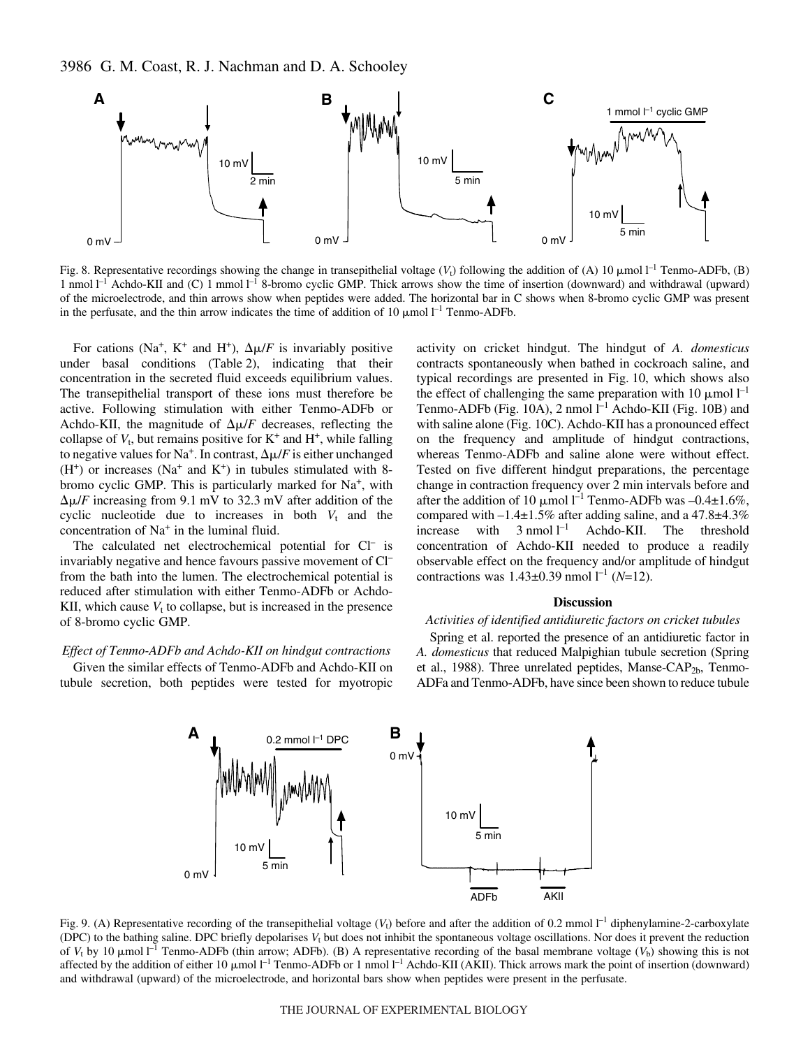Fig. 8. Representative recordings showing the change in transepithelial voltage ($V_t$) following the addition of (A) 10 μmol $l^{-1}$ Tenmo-ADFb, (B) 1 nmol $l^{-1}$ Achdo-KII and (C) 1 mmol $l^{-1}$ 8-bromo cyclic GMP. Thick arrows show the time of insertion (downward) and withdrawal (upward) of the microelectrode, and thin arrows show when peptides were added. The horizontal bar in C shows when 8-bromo cyclic GMP was present in the perfusate, and the thin arrow indicates the time of addition of 10 μmol $l^{-1}$ Tenmo-ADFb.

For cations ($Na^+$, $K^+$ and $H^+$), $\Delta\mu/F$ is invariably positive under basal conditions (Table 2), indicating that their concentration in the secreted fluid exceeds equilibrium values. The transepithelial transport of these ions must therefore be active. Following stimulation with either Tenmo-ADFb or Achdo-KII, the magnitude of $\Delta\mu/F$ decreases, reflecting the collapse of $V_t$, but remains positive for $K^+$ and $H^+$, while falling to negative values for $Na^+$. In contrast, $\Delta\mu/F$ is either unchanged ($H^+$) or increases ($Na^+$ and $K^+$) in tubules stimulated with 8-bromo cyclic GMP. This is particularly marked for $Na^+$, with $\Delta\mu/F$ increasing from 9.1 mV to 32.3 mV after addition of the cyclic nucleotide due to increases in both $V_t$ and the concentration of $Na^+$ in the luminal fluid.

The calculated net electrochemical potential for $Cl^-$ is invariably negative and hence favours passive movement of $Cl^-$ from the bath into the lumen. The electrochemical potential is reduced after stimulation with either Tenmo-ADFb or Achdo-KII, which cause $V_t$ to collapse, but is increased in the presence of 8-bromo cyclic GMP.

### *Effect of Tenmo-ADFb and Achdo-KII on hindgut contractions*

Given the similar effects of Tenmo-ADFb and Achdo-KII on tubule secretion, both peptides were tested for myotropic activity on cricket hindgut. The hindgut of *A. domesticus* contracts spontaneously when bathed in cockroach saline, and typical recordings are presented in Fig. 10, which shows also the effect of challenging the same preparation with 10 μmol $l^{-1}$ Tenmo-ADFb (Fig. 10A), 2 nmol $l^{-1}$ Achdo-KII (Fig. 10B) and with saline alone (Fig. 10C). Achdo-KII has a pronounced effect on the frequency and amplitude of hindgut contractions, whereas Tenmo-ADFb and saline alone were without effect. Tested on five different hindgut preparations, the percentage change in contraction frequency over 2 min intervals before and after the addition of 10 μmol $l^{-1}$ Tenmo-ADFb was –0.4±1.6%, compared with –1.4±1.5% after adding saline, and a 47.8±4.3% increase with 3 nmol $l^{-1}$ Achdo-KII. The threshold concentration of Achdo-KII needed to produce a readily observable effect on the frequency and/or amplitude of hindgut contractions was 1.43±0.39 nmol $l^{-1}$ ($N$=12).

## Discussion

### *Activities of identified antidiuretic factors on cricket tubules*

Spring et al. reported the presence of an antidiuretic factor in *A. domesticus* that reduced Malpighian tubule secretion (Spring et al., 1988). Three unrelated peptides, Manse-CAP$_{2b}$, Tenmo-ADFa and Tenmo-ADFb, have since been shown to reduce tubule

Fig. 9. (A) Representative recording of the transepithelial voltage ($V_t$) before and after the addition of 0.2 mmol $l^{-1}$ diphenylamine-2-carboxylate (DPC) to the bathing saline. DPC briefly depolarises $V_t$ but does not inhibit the spontaneous voltage oscillations. Nor does it prevent the reduction of $V_t$ by 10 μmol $l^{-1}$ Tenmo-ADFb (thin arrow; ADFb). (B) A representative recording of the basal membrane voltage ($V_b$) showing this is not affected by the addition of either 10 μmol $l^{-1}$ Tenmo-ADFb or 1 nmol $l^{-1}$ Achdo-KII (AKII). Thick arrows mark the point of insertion (downward) and withdrawal (upward) of the microelectrode, and horizontal bars show when peptides were present in the perfusate.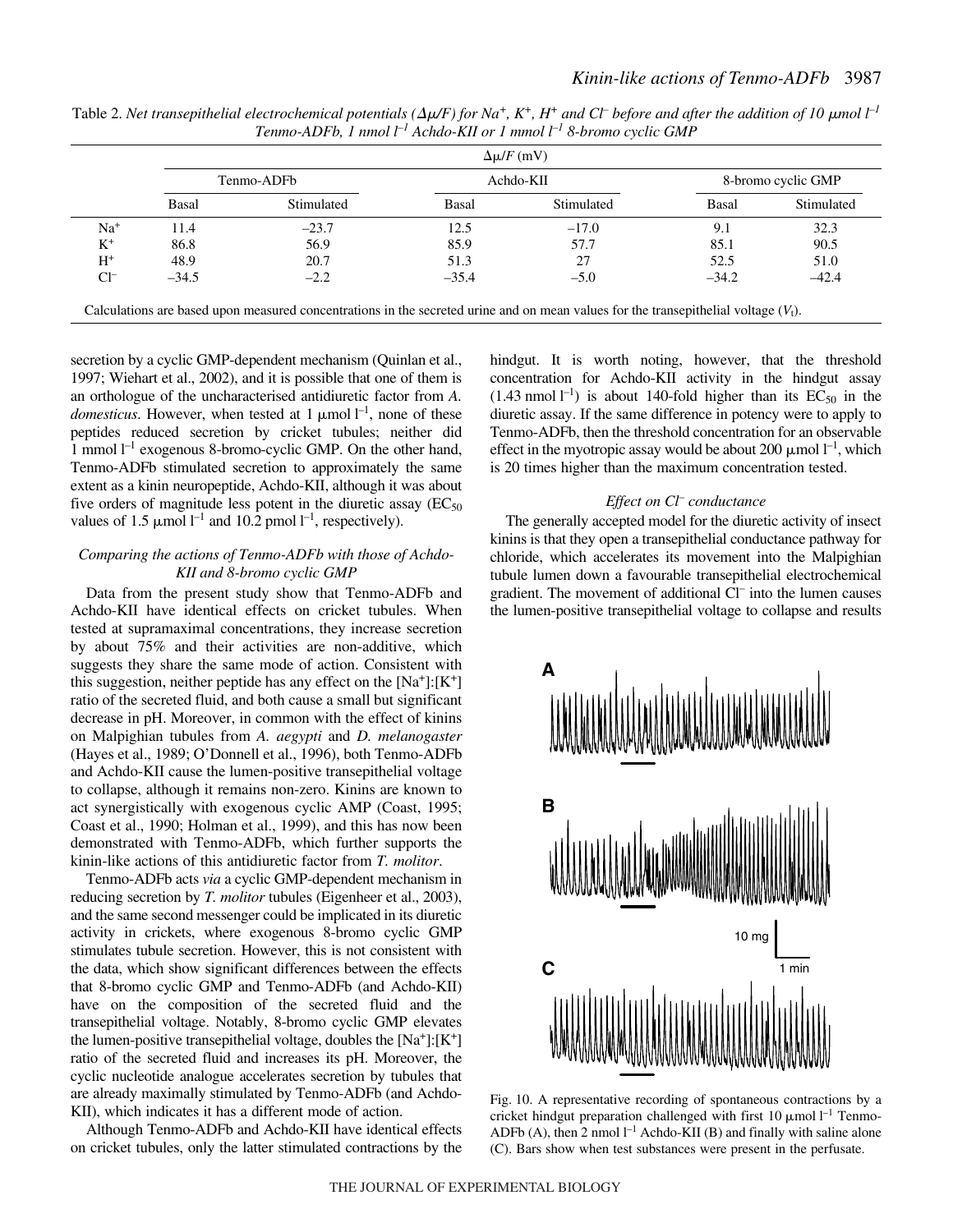Table 2. *Net transepithelial electrochemical potentials ($\Delta\mu/F$) for $Na^+$, $K^+$, $H^+$ and $Cl^-$ before and after the addition of 10 μmol $l^{-1}$ Tenmo-ADFb, 1 nmol $l^{-1}$ Achdo-KII or 1 mmol $l^{-1}$ 8-bromo cyclic GMP*

| | $\Delta\mu/F$ (mV) | | | | | |
|---|---|---|---|---|---|---|
| | Tenmo-ADFb | | Achdo-KII | | 8-bromo cyclic GMP | |
| | Basal | Stimulated | Basal | Stimulated | Basal | Stimulated |
| $Na^+$ | 11.4 | −23.7 | 12.5 | −17.0 | 9.1 | 32.3 |
| $K^+$ | 86.8 | 56.9 | 85.9 | 57.7 | 85.1 | 90.5 |
| $H^+$ | 48.9 | 20.7 | 51.3 | 27 | 52.5 | 51.0 |
| $Cl^-$ | −34.5 | −2.2 | −35.4 | −5.0 | −34.2 | −42.4 |

Calculations are based upon measured concentrations in the secreted urine and on mean values for the transepithelial voltage ($V_t$).

secretion by a cyclic GMP-dependent mechanism (Quinlan et al., 1997; Wiehart et al., 2002), and it is possible that one of them is an orthologue of the uncharacterised antidiuretic factor from *A. domesticus*. However, when tested at 1 μmol $l^{-1}$, none of these peptides reduced secretion by cricket tubules; neither did 1 mmol $l^{-1}$ exogenous 8-bromo-cyclic GMP. On the other hand, Tenmo-ADFb stimulated secretion to approximately the same extent as a kinin neuropeptide, Achdo-KII, although it was about five orders of magnitude less potent in the diuretic assay ($EC_{50}$ values of 1.5 μmol $l^{-1}$ and 10.2 pmol $l^{-1}$, respectively).

### *Comparing the actions of Tenmo-ADFb with those of Achdo-KII and 8-bromo cyclic GMP*

Data from the present study show that Tenmo-ADFb and Achdo-KII have identical effects on cricket tubules. When tested at supramaximal concentrations, they increase secretion by about 75% and their activities are non-additive, which suggests they share the same mode of action. Consistent with this suggestion, neither peptide has any effect on the $[Na^+]$:$[K^+]$ ratio of the secreted fluid, and both cause a small but significant decrease in pH. Moreover, in common with the effect of kinins on Malpighian tubules from *A. aegypti* and *D. melanogaster* (Hayes et al., 1989; O'Donnell et al., 1996), both Tenmo-ADFb and Achdo-KII cause the lumen-positive transepithelial voltage to collapse, although it remains non-zero. Kinins are known to act synergistically with exogenous cyclic AMP (Coast, 1995; Coast et al., 1990; Holman et al., 1999), and this has now been demonstrated with Tenmo-ADFb, which further supports the kinin-like actions of this antidiuretic factor from *T. molitor*.

Tenmo-ADFb acts *via* a cyclic GMP-dependent mechanism in reducing secretion by *T. molitor* tubules (Eigenheer et al., 2003), and the same second messenger could be implicated in its diuretic activity in crickets, where exogenous 8-bromo cyclic GMP stimulates tubule secretion. However, this is not consistent with the data, which show significant differences between the effects that 8-bromo cyclic GMP and Tenmo-ADFb (and Achdo-KII) have on the composition of the secreted fluid and the transepithelial voltage. Notably, 8-bromo cyclic GMP elevates the lumen-positive transepithelial voltage, doubles the $[Na^+]$:$[K^+]$ ratio of the secreted fluid and increases its pH. Moreover, the cyclic nucleotide analogue accelerates secretion by tubules that are already maximally stimulated by Tenmo-ADFb (and Achdo-KII), which indicates it has a different mode of action.

Although Tenmo-ADFb and Achdo-KII have identical effects on cricket tubules, only the latter stimulated contractions by the hindgut. It is worth noting, however, that the threshold concentration for Achdo-KII activity in the hindgut assay (1.43 nmol $l^{-1}$) is about 140-fold higher than its $EC_{50}$ in the diuretic assay. If the same difference in potency were to apply to Tenmo-ADFb, then the threshold concentration for an observable effect in the myotropic assay would be about 200 μmol $l^{-1}$, which is 20 times higher than the maximum concentration tested.

### *Effect on $Cl^-$ conductance*

The generally accepted model for the diuretic activity of insect kinins is that they open a transepithelial conductance pathway for chloride, which accelerates its movement into the Malpighian tubule lumen down a favourable transepithelial electrochemical gradient. The movement of additional $Cl^-$ into the lumen causes the lumen-positive transepithelial voltage to collapse and results

Fig. 10. A representative recording of spontaneous contractions by a cricket hindgut preparation challenged with first 10 μmol $l^{-1}$ Tenmo-ADFb (A), then 2 nmol $l^{-1}$ Achdo-KII (B) and finally with saline alone (C). Bars show when test substances were present in the perfusate.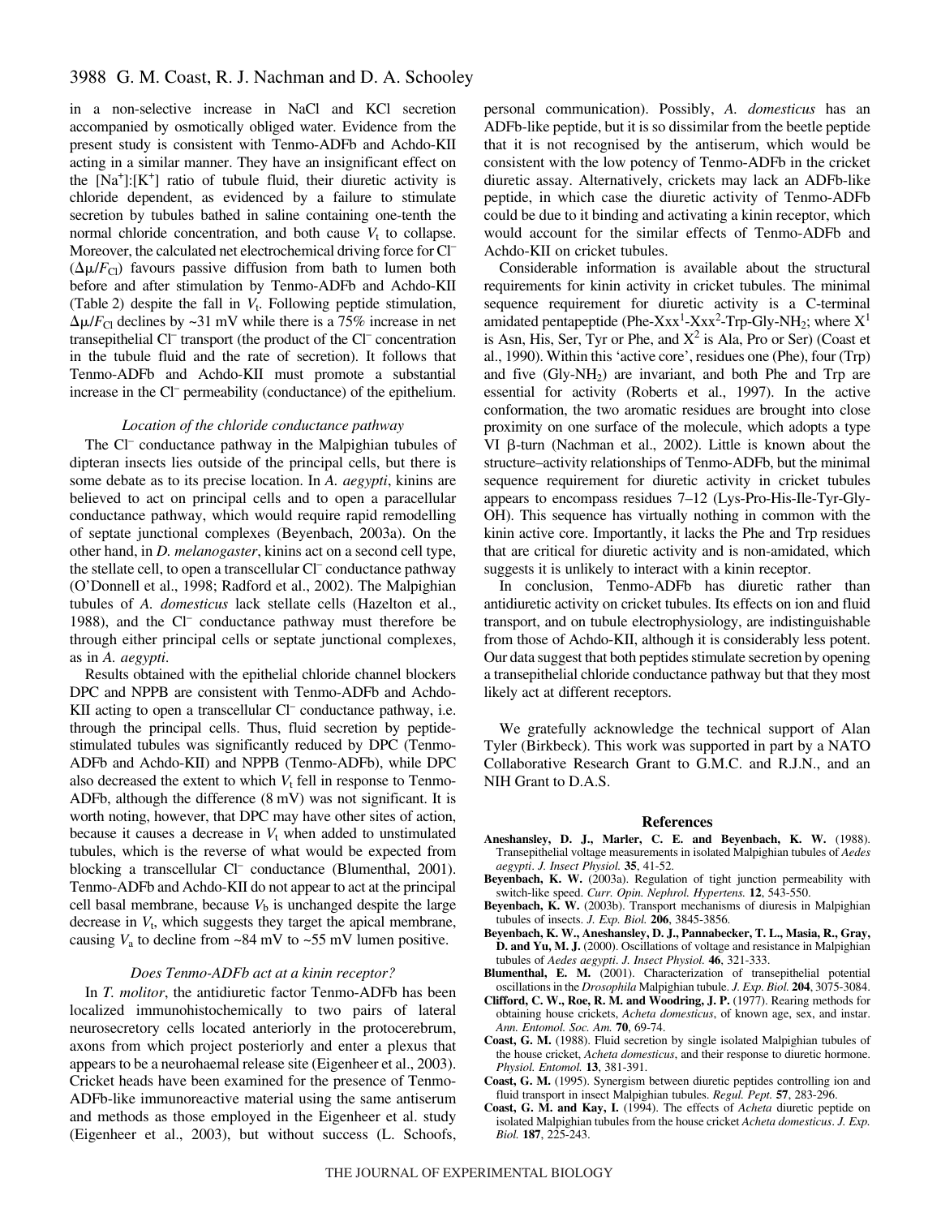in a non-selective increase in NaCl and KCl secretion accompanied by osmotically obliged water. Evidence from the present study is consistent with Tenmo-ADFb and Achdo-KII acting in a similar manner. They have an insignificant effect on the $[Na^+]$:$[K^+]$ ratio of tubule fluid, their diuretic activity is chloride dependent, as evidenced by a failure to stimulate secretion by tubules bathed in saline containing one-tenth the normal chloride concentration, and both cause $V_t$ to collapse. Moreover, the calculated net electrochemical driving force for $Cl^-$ ($\Delta\mu/F_{Cl}$) favours passive diffusion from bath to lumen both before and after stimulation by Tenmo-ADFb and Achdo-KII (Table 2) despite the fall in $V_t$. Following peptide stimulation, $\Delta\mu/F_{Cl}$ declines by ~31 mV while there is a 75% increase in net transepithelial $Cl^-$ transport (the product of the $Cl^-$ concentration in the tubule fluid and the rate of secretion). It follows that Tenmo-ADFb and Achdo-KII must promote a substantial increase in the $Cl^-$ permeability (conductance) of the epithelium.

### *Location of the chloride conductance pathway*

The $Cl^-$ conductance pathway in the Malpighian tubules of dipteran insects lies outside of the principal cells, but there is some debate as to its precise location. In *A. aegypti*, kinins are believed to act on principal cells and to open a paracellular conductance pathway, which would require rapid remodelling of septate junctional complexes (Beyenbach, 2003a). On the other hand, in *D. melanogaster*, kinins act on a second cell type, the stellate cell, to open a transcellular $Cl^-$ conductance pathway (O'Donnell et al., 1998; Radford et al., 2002). The Malpighian tubules of *A. domesticus* lack stellate cells (Hazelton et al., 1988), and the $Cl^-$ conductance pathway must therefore be through either principal cells or septate junctional complexes, as in *A. aegypti*.

Results obtained with the epithelial chloride channel blockers DPC and NPPB are consistent with Tenmo-ADFb and Achdo-KII acting to open a transcellular $Cl^-$ conductance pathway, i.e. through the principal cells. Thus, fluid secretion by peptide-stimulated tubules was significantly reduced by DPC (Tenmo-ADFb and Achdo-KII) and NPPB (Tenmo-ADFb), while DPC also decreased the extent to which $V_t$ fell in response to Tenmo-ADFb, although the difference (8 mV) was not significant. It is worth noting, however, that DPC may have other sites of action, because it causes a decrease in $V_t$ when added to unstimulated tubules, which is the reverse of what would be expected from blocking a transcellular $Cl^-$ conductance (Blumenthal, 2001). Tenmo-ADFb and Achdo-KII do not appear to act at the principal cell basal membrane, because $V_b$ is unchanged despite the large decrease in $V_t$, which suggests they target the apical membrane, causing $V_a$ to decline from ~84 mV to ~55 mV lumen positive.

### *Does Tenmo-ADFb act at a kinin receptor?*

In *T. molitor*, the antidiuretic factor Tenmo-ADFb has been localized immunohistochemically to two pairs of lateral neurosecretory cells located anteriorly in the protocerebrum, axons from which project posteriorly and enter a plexus that appears to be a neurohaemal release site (Eigenheer et al., 2003). Cricket heads have been examined for the presence of Tenmo-ADFb-like immunoreactive material using the same antiserum and methods as those employed in the Eigenheer et al. study (Eigenheer et al., 2003), but without success (L. Schoofs, personal communication). Possibly, *A. domesticus* has an ADFb-like peptide, but it is so dissimilar from the beetle peptide that it is not recognised by the antiserum, which would be consistent with the low potency of Tenmo-ADFb in the cricket diuretic assay. Alternatively, crickets may lack an ADFb-like peptide, in which case the diuretic activity of Tenmo-ADFb could be due to it binding and activating a kinin receptor, which would account for the similar effects of Tenmo-ADFb and Achdo-KII on cricket tubules.

Considerable information is available about the structural requirements for kinin activity in cricket tubules. The minimal sequence requirement for diuretic activity is a C-terminal amidated pentapeptide (Phe-Xxx[1]-Xxx[2]-Trp-Gly-$NH_2$; where $X^1$ is Asn, His, Ser, Tyr or Phe, and $X^2$ is Ala, Pro or Ser) (Coast et al., 1990). Within this 'active core', residues one (Phe), four (Trp) and five (Gly-$NH_2$) are invariant, and both Phe and Trp are essential for activity (Roberts et al., 1997). In the active conformation, the two aromatic residues are brought into close proximity on one surface of the molecule, which adopts a type VI β-turn (Nachman et al., 2002). Little is known about the structure–activity relationships of Tenmo-ADFb, but the minimal sequence requirement for diuretic activity in cricket tubules appears to encompass residues 7–12 (Lys-Pro-His-Ile-Tyr-Gly-OH). This sequence has virtually nothing in common with the kinin active core. Importantly, it lacks the Phe and Trp residues that are critical for diuretic activity and is non-amidated, which suggests it is unlikely to interact with a kinin receptor.

In conclusion, Tenmo-ADFb has diuretic rather than antidiuretic activity on cricket tubules. Its effects on ion and fluid transport, and on tubule electrophysiology, are indistinguishable from those of Achdo-KII, although it is considerably less potent. Our data suggest that both peptides stimulate secretion by opening a transepithelial chloride conductance pathway but that they most likely act at different receptors.

We gratefully acknowledge the technical support of Alan Tyler (Birkbeck). This work was supported in part by a NATO Collaborative Research Grant to G.M.C. and R.J.N., and an NIH Grant to D.A.S.

## References

**Aneshansley, D. J., Marler, C. E. and Beyenbach, K. W.** (1988). Transepithelial voltage measurements in isolated Malpighian tubules of *Aedes aegypti*. *J. Insect Physiol.* **35**, 41-52.

**Beyenbach, K. W.** (2003a). Regulation of tight junction permeability with switch-like speed. *Curr. Opin. Nephrol. Hypertens.* **12**, 543-550.

**Beyenbach, K. W.** (2003b). Transport mechanisms of diuresis in Malpighian tubules of insects. *J. Exp. Biol.* **206**, 3845-3856.

**Beyenbach, K. W., Aneshansley, D. J., Pannabecker, T. L., Masia, R., Gray, D. and Yu, M. J.** (2000). Oscillations of voltage and resistance in Malpighian tubules of *Aedes aegypti*. *J. Insect Physiol.* **46**, 321-333.

**Blumenthal, E. M.** (2001). Characterization of transepithelial potential oscillations in the *Drosophila* Malpighian tubule. *J. Exp. Biol.* **204**, 3075-3084.

**Clifford, C. W., Roe, R. M. and Woodring, J. P.** (1977). Rearing methods for obtaining house crickets, *Acheta domesticus*, of known age, sex, and instar. *Ann. Entomol. Soc. Am.* **70**, 69-74.

**Coast, G. M.** (1988). Fluid secretion by single isolated Malpighian tubules of the house cricket, *Acheta domesticus*, and their response to diuretic hormone. *Physiol. Entomol.* **13**, 381-391.

**Coast, G. M.** (1995). Synergism between diuretic peptides controlling ion and fluid transport in insect Malpighian tubules. *Regul. Pept.* **57**, 283-296.

**Coast, G. M. and Kay, I.** (1994). The effects of *Acheta* diuretic peptide on isolated Malpighian tubules from the house cricket *Acheta domesticus*. *J. Exp. Biol.* **187**, 225-243.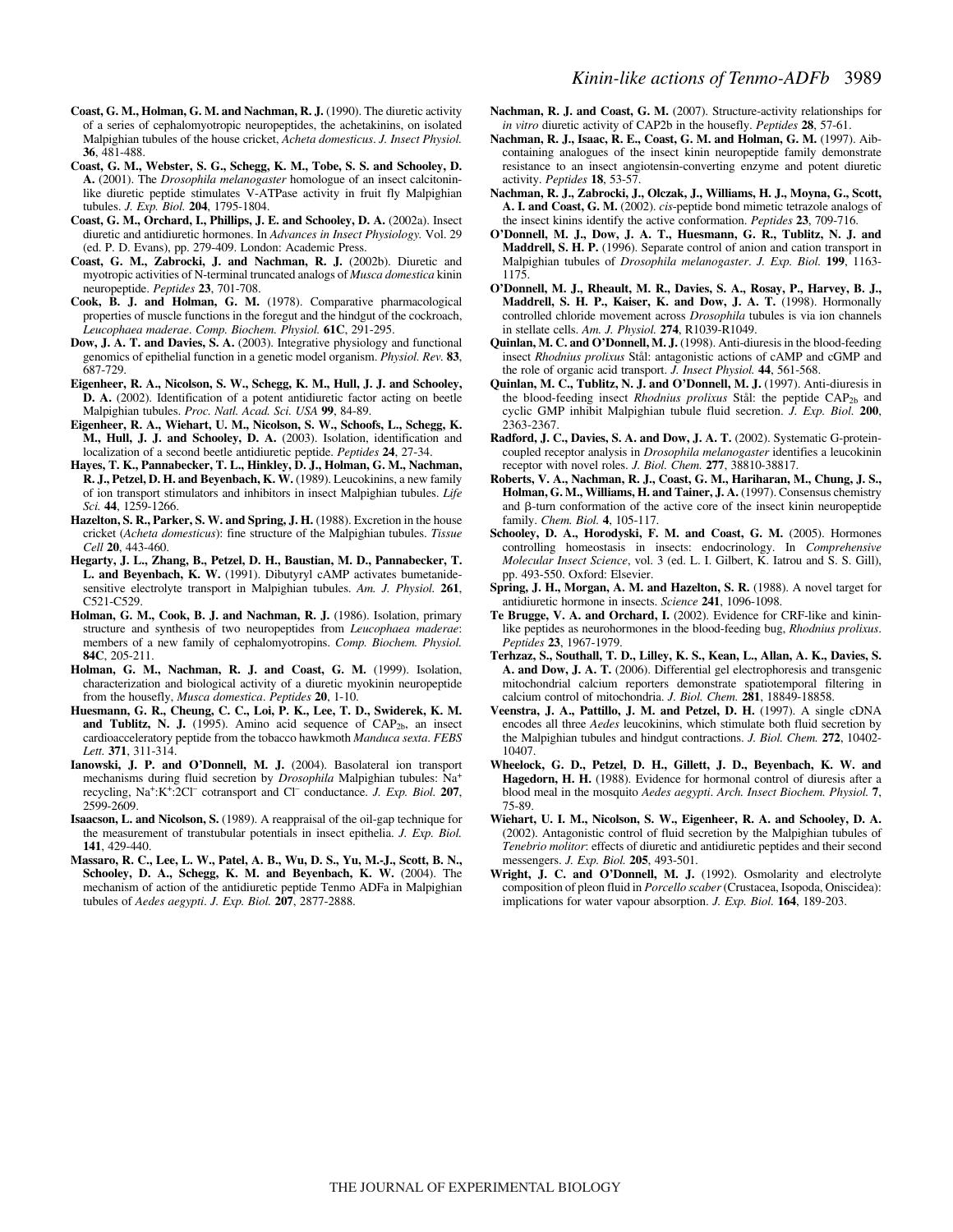**Coast, G. M., Holman, G. M. and Nachman, R. J.** (1990). The diuretic activity of a series of cephalomyotropic neuropeptides, the achetakinins, on isolated Malpighian tubules of the house cricket, *Acheta domesticus*. *J. Insect Physiol.* **36**, 481-488.

**Coast, G. M., Webster, S. G., Schegg, K. M., Tobe, S. S. and Schooley, D. A.** (2001). The *Drosophila melanogaster* homologue of an insect calcitonin-like diuretic peptide stimulates V-ATPase activity in fruit fly Malpighian tubules. *J. Exp. Biol.* **204**, 1795-1804.

**Coast, G. M., Orchard, I., Phillips, J. E. and Schooley, D. A.** (2002a). Insect diuretic and antidiuretic hormones. In *Advances in Insect Physiology.* Vol. 29 (ed. P. D. Evans), pp. 279-409. London: Academic Press.

**Coast, G. M., Zabrocki, J. and Nachman, R. J.** (2002b). Diuretic and myotropic activities of N-terminal truncated analogs of *Musca domestica* kinin neuropeptide. *Peptides* **23**, 701-708.

**Cook, B. J. and Holman, G. M.** (1978). Comparative pharmacological properties of muscle functions in the foregut and the hindgut of the cockroach, *Leucophaea maderae*. *Comp. Biochem. Physiol.* **61C**, 291-295.

**Dow, J. A. T. and Davies, S. A.** (2003). Integrative physiology and functional genomics of epithelial function in a genetic model organism. *Physiol. Rev.* **83**, 687-729.

**Eigenheer, R. A., Nicolson, S. W., Schegg, K. M., Hull, J. J. and Schooley, D. A.** (2002). Identification of a potent antidiuretic factor acting on beetle Malpighian tubules. *Proc. Natl. Acad. Sci. USA* **99**, 84-89.

**Eigenheer, R. A., Wiehart, U. M., Nicolson, S. W., Schoofs, L., Schegg, K. M., Hull, J. J. and Schooley, D. A.** (2003). Isolation, identification and localization of a second beetle antidiuretic peptide. *Peptides* **24**, 27-34.

**Hayes, T. K., Pannabecker, T. L., Hinkley, D. J., Holman, G. M., Nachman, R. J., Petzel, D. H. and Beyenbach, K. W.** (1989). Leucokinins, a new family of ion transport stimulators and inhibitors in insect Malpighian tubules. *Life Sci.* **44**, 1259-1266.

**Hazelton, S. R., Parker, S. W. and Spring, J. H.** (1988). Excretion in the house cricket (*Acheta domesticus*): fine structure of the Malpighian tubules. *Tissue Cell* **20**, 443-460.

**Hegarty, J. L., Zhang, B., Petzel, D. H., Baustian, M. D., Pannabecker, T. L. and Beyenbach, K. W.** (1991). Dibutyryl cAMP activates bumetanide-sensitive electrolyte transport in Malpighian tubules. *Am. J. Physiol.* **261**, C521-C529.

**Holman, G. M., Cook, B. J. and Nachman, R. J.** (1986). Isolation, primary structure and synthesis of two neuropeptides from *Leucophaea maderae*: members of a new family of cephalomyotropins. *Comp. Biochem. Physiol.* **84C**, 205-211.

**Holman, G. M., Nachman, R. J. and Coast, G. M.** (1999). Isolation, characterization and biological activity of a diuretic myokinin neuropeptide from the housefly, *Musca domestica*. *Peptides* **20**, 1-10.

**Huesmann, G. R., Cheung, C. C., Loi, P. K., Lee, T. D., Swiderek, K. M. and Tublitz, N. J.** (1995). Amino acid sequence of $CAP_{2b}$, an insect cardioacceleratory peptide from the tobacco hawkmoth *Manduca sexta*. *FEBS Lett.* **371**, 311-314.

**Ianowski, J. P. and O'Donnell, M. J.** (2004). Basolateral ion transport mechanisms during fluid secretion by *Drosophila* Malpighian tubules: $Na^+$ recycling, $Na^+$:$K^+$:$2Cl^-$ cotransport and $Cl^-$ conductance. *J. Exp. Biol.* **207**, 2599-2609.

**Isaacson, L. and Nicolson, S.** (1989). A reappraisal of the oil-gap technique for the measurement of transtubular potentials in insect epithelia. *J. Exp. Biol.* **141**, 429-440.

**Massaro, R. C., Lee, L. W., Patel, A. B., Wu, D. S., Yu, M.-J., Scott, B. N., Schooley, D. A., Schegg, K. M. and Beyenbach, K. W.** (2004). The mechanism of action of the antidiuretic peptide Tenmo ADFa in Malpighian tubules of *Aedes aegypti*. *J. Exp. Biol.* **207**, 2877-2888.

**Nachman, R. J. and Coast, G. M.** (2007). Structure-activity relationships for *in vitro* diuretic activity of CAP2b in the housefly. *Peptides* **28**, 57-61.

**Nachman, R. J., Isaac, R. E., Coast, G. M. and Holman, G. M.** (1997). Aib-containing analogues of the insect kinin neuropeptide family demonstrate resistance to an insect angiotensin-converting enzyme and potent diuretic activity. *Peptides* **18**, 53-57.

**Nachman, R. J., Zabrocki, J., Olczak, J., Williams, H. J., Moyna, G., Scott, A. I. and Coast, G. M.** (2002). *cis*-peptide bond mimetic tetrazole analogs of the insect kinins identify the active conformation. *Peptides* **23**, 709-716.

**O'Donnell, M. J., Dow, J. A. T., Huesmann, G. R., Tublitz, N. J. and Maddrell, S. H. P.** (1996). Separate control of anion and cation transport in Malpighian tubules of *Drosophila melanogaster*. *J. Exp. Biol.* **199**, 1163-1175.

**O'Donnell, M. J., Rheault, M. R., Davies, S. A., Rosay, P., Harvey, B. J., Maddrell, S. H. P., Kaiser, K. and Dow, J. A. T.** (1998). Hormonally controlled chloride movement across *Drosophila* tubules is via ion channels in stellate cells. *Am. J. Physiol.* **274**, R1039-R1049.

**Quinlan, M. C. and O'Donnell, M. J.** (1998). Anti-diuresis in the blood-feeding insect *Rhodnius prolixus* Stål: antagonistic actions of cAMP and cGMP and the role of organic acid transport. *J. Insect Physiol.* **44**, 561-568.

**Quinlan, M. C., Tublitz, N. J. and O'Donnell, M. J.** (1997). Anti-diuresis in the blood-feeding insect *Rhodnius prolixus* Stål: the peptide $CAP_{2b}$ and cyclic GMP inhibit Malpighian tubule fluid secretion. *J. Exp. Biol.* **200**, 2363-2367.

**Radford, J. C., Davies, S. A. and Dow, J. A. T.** (2002). Systematic G-protein-coupled receptor analysis in *Drosophila melanogaster* identifies a leucokinin receptor with novel roles. *J. Biol. Chem.* **277**, 38810-38817.

**Roberts, V. A., Nachman, R. J., Coast, G. M., Hariharan, M., Chung, J. S., Holman, G. M., Williams, H. and Tainer, J. A.** (1997). Consensus chemistry and β-turn conformation of the active core of the insect kinin neuropeptide family. *Chem. Biol.* **4**, 105-117.

**Schooley, D. A., Horodyski, F. M. and Coast, G. M.** (2005). Hormones controlling homeostasis in insects: endocrinology. In *Comprehensive Molecular Insect Science*, vol. 3 (ed. L. I. Gilbert, K. Iatrou and S. S. Gill), pp. 493-550. Oxford: Elsevier.

**Spring, J. H., Morgan, A. M. and Hazelton, S. R.** (1988). A novel target for antidiuretic hormone in insects. *Science* **241**, 1096-1098.

**Te Brugge, V. A. and Orchard, I.** (2002). Evidence for CRF-like and kinin-like peptides as neurohormones in the blood-feeding bug, *Rhodnius prolixus*. *Peptides* **23**, 1967-1979.

**Terhzaz, S., Southall, T. D., Lilley, K. S., Kean, L., Allan, A. K., Davies, S. A. and Dow, J. A. T.** (2006). Differential gel electrophoresis and transgenic mitochondrial calcium reporters demonstrate spatiotemporal filtering in calcium control of mitochondria. *J. Biol. Chem.* **281**, 18849-18858.

**Veenstra, J. A., Pattillo, J. M. and Petzel, D. H.** (1997). A single cDNA encodes all three *Aedes* leucokinins, which stimulate both fluid secretion by the Malpighian tubules and hindgut contractions. *J. Biol. Chem.* **272**, 10402-10407.

**Wheelock, G. D., Petzel, D. H., Gillett, J. D., Beyenbach, K. W. and Hagedorn, H. H.** (1988). Evidence for hormonal control of diuresis after a blood meal in the mosquito *Aedes aegypti*. *Arch. Insect Biochem. Physiol.* **7**, 75-89.

**Wiehart, U. I. M., Nicolson, S. W., Eigenheer, R. A. and Schooley, D. A.** (2002). Antagonistic control of fluid secretion by the Malpighian tubules of *Tenebrio molitor*: effects of diuretic and antidiuretic peptides and their second messengers. *J. Exp. Biol.* **205**, 493-501.

**Wright, J. C. and O'Donnell, M. J.** (1992). Osmolarity and electrolyte composition of pleon fluid in *Porcello scaber* (Crustacea, Isopoda, Oniscidea): implications for water vapour absorption. *J. Exp. Biol.* **164**, 189-203.